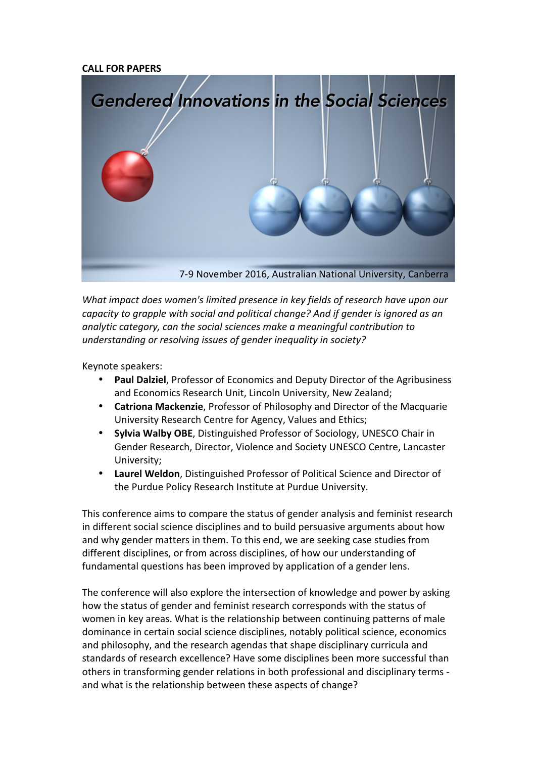**CALL FOR PAPERS**

# Gendered Innovations in the Social Sciences

7-9 November 2016, Australian National University, Canberra

*What impact does women's limited presence in key fields of research have upon our capacity to grapple with social and political change? And if gender is ignored as an analytic category, can the social sciences make a meaningful contribution to understanding or resolving issues of gender inequality in society?*

Keynote speakers:

- **Paul Dalziel**, Professor of Economics and Deputy Director of the Agribusiness and Economics Research Unit, Lincoln University, New Zealand;
- **Catriona Mackenzie**, Professor of Philosophy and Director of the Macquarie University Research Centre for Agency, Values and Ethics;
- **Sylvia Walby OBE**, Distinguished Professor of Sociology, UNESCO Chair in Gender Research, Director, Violence and Society UNESCO Centre, Lancaster University;
- **Laurel Weldon**, Distinguished Professor of Political Science and Director of the Purdue Policy Research Institute at Purdue University.

This conference aims to compare the status of gender analysis and feminist research in different social science disciplines and to build persuasive arguments about how and why gender matters in them. To this end, we are seeking case studies from different disciplines, or from across disciplines, of how our understanding of fundamental questions has been improved by application of a gender lens.

The conference will also explore the intersection of knowledge and power by asking how the status of gender and feminist research corresponds with the status of women in key areas. What is the relationship between continuing patterns of male dominance in certain social science disciplines, notably political science, economics and philosophy, and the research agendas that shape disciplinary curricula and standards of research excellence? Have some disciplines been more successful than others in transforming gender relations in both professional and disciplinary terms - and what is the relationship between these aspects of change?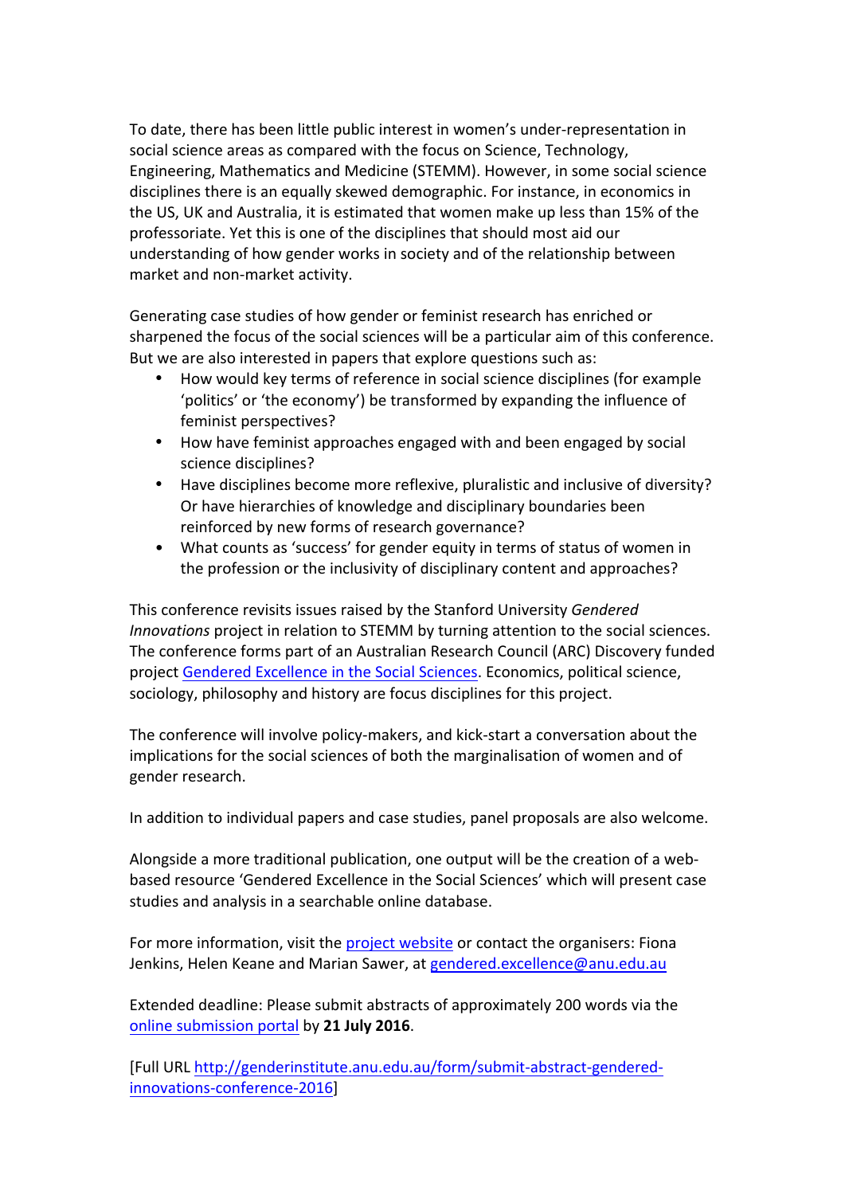To date, there has been little public interest in women's under-representation in social science areas as compared with the focus on Science, Technology, Engineering, Mathematics and Medicine (STEMM). However, in some social science disciplines there is an equally skewed demographic. For instance, in economics in the US, UK and Australia, it is estimated that women make up less than 15% of the professoriate. Yet this is one of the disciplines that should most aid our understanding of how gender works in society and of the relationship between market and non-market activity.

Generating case studies of how gender or feminist research has enriched or sharpened the focus of the social sciences will be a particular aim of this conference. But we are also interested in papers that explore questions such as:

- How would key terms of reference in social science disciplines (for example 'politics' or 'the economy') be transformed by expanding the influence of feminist perspectives?
- How have feminist approaches engaged with and been engaged by social science disciplines?
- Have disciplines become more reflexive, pluralistic and inclusive of diversity? Or have hierarchies of knowledge and disciplinary boundaries been reinforced by new forms of research governance?
- What counts as 'success' for gender equity in terms of status of women in the profession or the inclusivity of disciplinary content and approaches?

This conference revisits issues raised by the Stanford University *Gendered Innovations* project in relation to STEMM by turning attention to the social sciences. The conference forms part of an Australian Research Council (ARC) Discovery funded project [Gendered Excellence in the Social Sciences](). Economics, political science, sociology, philosophy and history are focus disciplines for this project.

The conference will involve policy-makers, and kick-start a conversation about the implications for the social sciences of both the marginalisation of women and of gender research.

In addition to individual papers and case studies, panel proposals are also welcome.

Alongside a more traditional publication, one output will be the creation of a web-based resource 'Gendered Excellence in the Social Sciences' which will present case studies and analysis in a searchable online database.

For more information, visit the [project website]() or contact the organisers: Fiona Jenkins, Helen Keane and Marian Sawer, at gendered.excellence@anu.edu.au

Extended deadline: Please submit abstracts of approximately 200 words via the [online submission portal]() by **21 July 2016**.

[Full URL http://genderinstitute.anu.edu.au/form/submit-abstract-gendered-innovations-conference-2016]